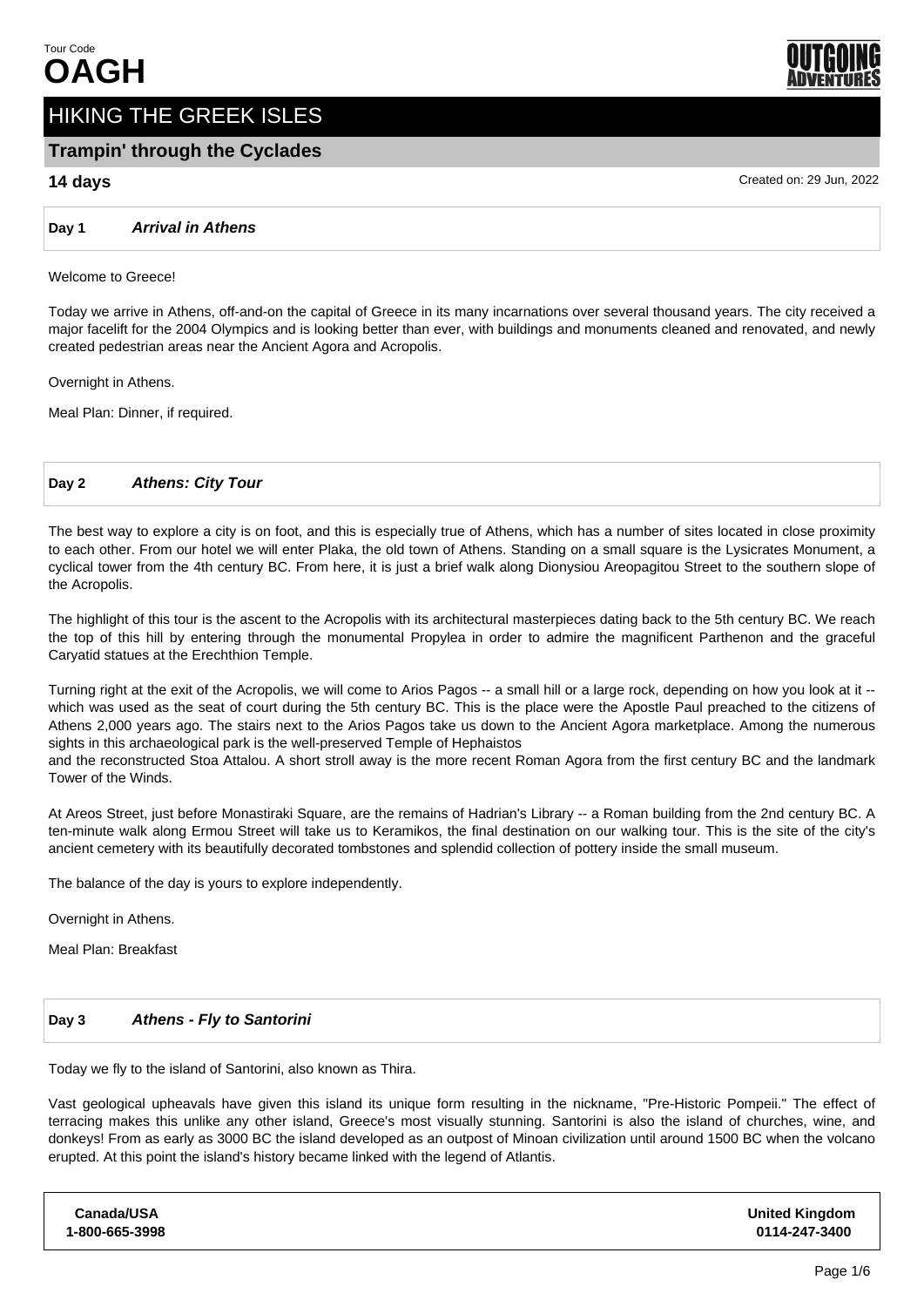Tour Code

# OAGH

## HIKING THE GREEK ISLES

### Trampin' through the Cyclades

**14 days**

Created on: 29 Jun, 2022

### Day 1 *Arrival in Athens*

Welcome to Greece!

Today we arrive in Athens, off-and-on the capital of Greece in its many incarnations over several thousand years. The city received a major facelift for the 2004 Olympics and is looking better than ever, with buildings and monuments cleaned and renovated, and newly created pedestrian areas near the Ancient Agora and Acropolis.

Overnight in Athens.

Meal Plan: Dinner, if required.

### Day 2 *Athens: City Tour*

The best way to explore a city is on foot, and this is especially true of Athens, which has a number of sites located in close proximity to each other. From our hotel we will enter Plaka, the old town of Athens. Standing on a small square is the Lysicrates Monument, a cyclical tower from the 4th century BC. From here, it is just a brief walk along Dionysiou Areopagitou Street to the southern slope of the Acropolis.

The highlight of this tour is the ascent to the Acropolis with its architectural masterpieces dating back to the 5th century BC. We reach the top of this hill by entering through the monumental Propylea in order to admire the magnificent Parthenon and the graceful Caryatid statues at the Erechthion Temple.

Turning right at the exit of the Acropolis, we will come to Arios Pagos -- a small hill or a large rock, depending on how you look at it -- which was used as the seat of court during the 5th century BC. This is the place were the Apostle Paul preached to the citizens of Athens 2,000 years ago. The stairs next to the Arios Pagos take us down to the Ancient Agora marketplace. Among the numerous sights in this archaeological park is the well-preserved Temple of Hephaistos
and the reconstructed Stoa Attalou. A short stroll away is the more recent Roman Agora from the first century BC and the landmark Tower of the Winds.

At Areos Street, just before Monastiraki Square, are the remains of Hadrian's Library -- a Roman building from the 2nd century BC. A ten-minute walk along Ermou Street will take us to Keramikos, the final destination on our walking tour. This is the site of the city's ancient cemetery with its beautifully decorated tombstones and splendid collection of pottery inside the small museum.

The balance of the day is yours to explore independently.

Overnight in Athens.

Meal Plan: Breakfast

### Day 3 *Athens - Fly to Santorini*

Today we fly to the island of Santorini, also known as Thira.

Vast geological upheavals have given this island its unique form resulting in the nickname, "Pre-Historic Pompeii." The effect of terracing makes this unlike any other island, Greece's most visually stunning. Santorini is also the island of churches, wine, and donkeys! From as early as 3000 BC the island developed as an outpost of Minoan civilization until around 1500 BC when the volcano erupted. At this point the island's history became linked with the legend of Atlantis.

| Canada/USA | United Kingdom |
| --- | --- |
| 1-800-665-3998 | 0114-247-3400 |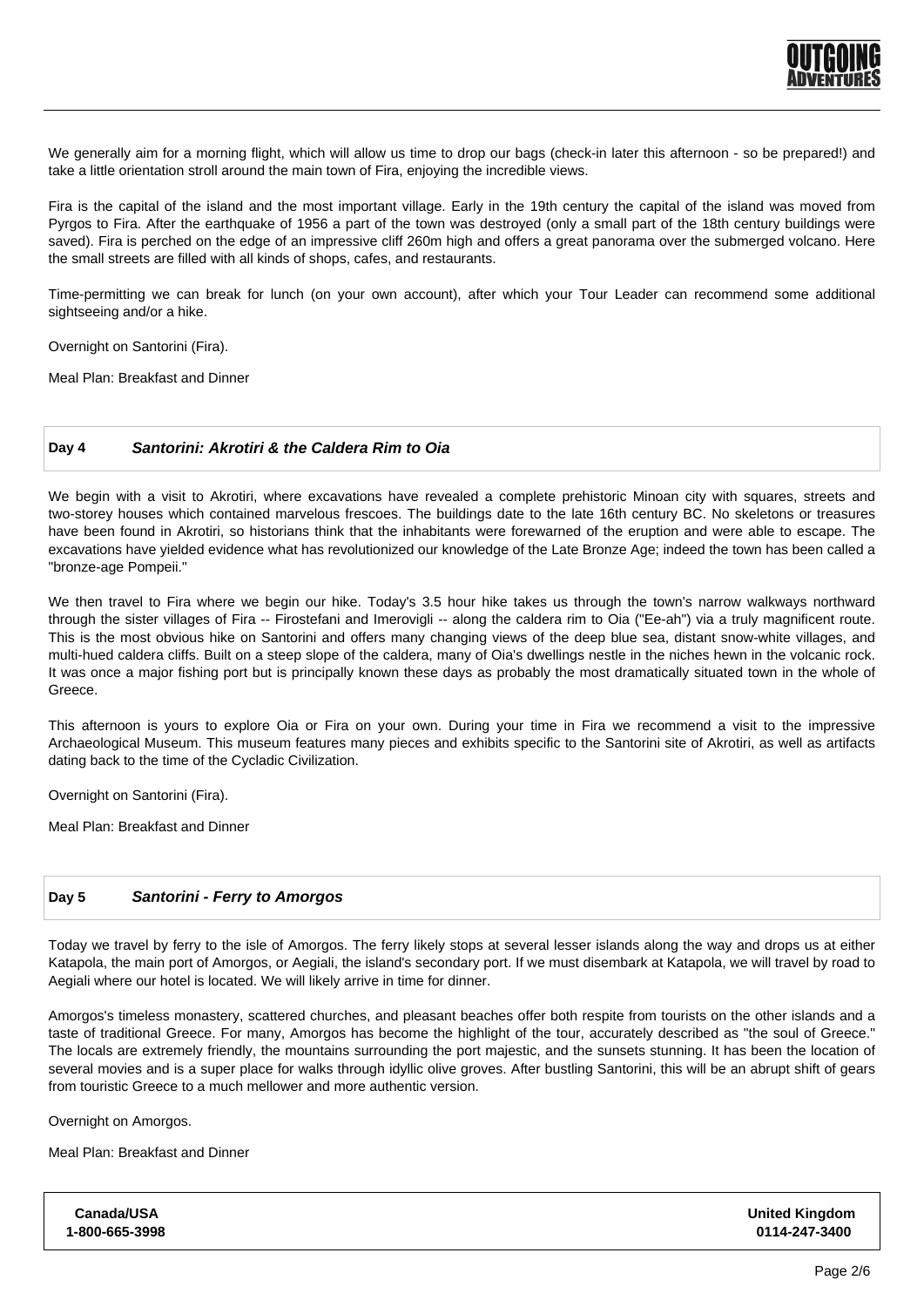We generally aim for a morning flight, which will allow us time to drop our bags (check-in later this afternoon - so be prepared!) and take a little orientation stroll around the main town of Fira, enjoying the incredible views.

Fira is the capital of the island and the most important village. Early in the 19th century the capital of the island was moved from Pyrgos to Fira. After the earthquake of 1956 a part of the town was destroyed (only a small part of the 18th century buildings were saved). Fira is perched on the edge of an impressive cliff 260m high and offers a great panorama over the submerged volcano. Here the small streets are filled with all kinds of shops, cafes, and restaurants.

Time-permitting we can break for lunch (on your own account), after which your Tour Leader can recommend some additional sightseeing and/or a hike.

Overnight on Santorini (Fira).

Meal Plan: Breakfast and Dinner

## Day 4 *Santorini: Akrotiri & the Caldera Rim to Oia*

We begin with a visit to Akrotiri, where excavations have revealed a complete prehistoric Minoan city with squares, streets and two-storey houses which contained marvelous frescoes. The buildings date to the late 16th century BC. No skeletons or treasures have been found in Akrotiri, so historians think that the inhabitants were forewarned of the eruption and were able to escape. The excavations have yielded evidence what has revolutionized our knowledge of the Late Bronze Age; indeed the town has been called a "bronze-age Pompeii."

We then travel to Fira where we begin our hike. Today's 3.5 hour hike takes us through the town's narrow walkways northward through the sister villages of Fira -- Firostefani and Imerovigli -- along the caldera rim to Oia ("Ee-ah") via a truly magnificent route. This is the most obvious hike on Santorini and offers many changing views of the deep blue sea, distant snow-white villages, and multi-hued caldera cliffs. Built on a steep slope of the caldera, many of Oia's dwellings nestle in the niches hewn in the volcanic rock. It was once a major fishing port but is principally known these days as probably the most dramatically situated town in the whole of Greece.

This afternoon is yours to explore Oia or Fira on your own. During your time in Fira we recommend a visit to the impressive Archaeological Museum. This museum features many pieces and exhibits specific to the Santorini site of Akrotiri, as well as artifacts dating back to the time of the Cycladic Civilization.

Overnight on Santorini (Fira).

Meal Plan: Breakfast and Dinner

## Day 5 *Santorini - Ferry to Amorgos*

Today we travel by ferry to the isle of Amorgos. The ferry likely stops at several lesser islands along the way and drops us at either Katapola, the main port of Amorgos, or Aegiali, the island's secondary port. If we must disembark at Katapola, we will travel by road to Aegiali where our hotel is located. We will likely arrive in time for dinner.

Amorgos's timeless monastery, scattered churches, and pleasant beaches offer both respite from tourists on the other islands and a taste of traditional Greece. For many, Amorgos has become the highlight of the tour, accurately described as "the soul of Greece." The locals are extremely friendly, the mountains surrounding the port majestic, and the sunsets stunning. It has been the location of several movies and is a super place for walks through idyllic olive groves. After bustling Santorini, this will be an abrupt shift of gears from touristic Greece to a much mellower and more authentic version.

Overnight on Amorgos.

Meal Plan: Breakfast and Dinner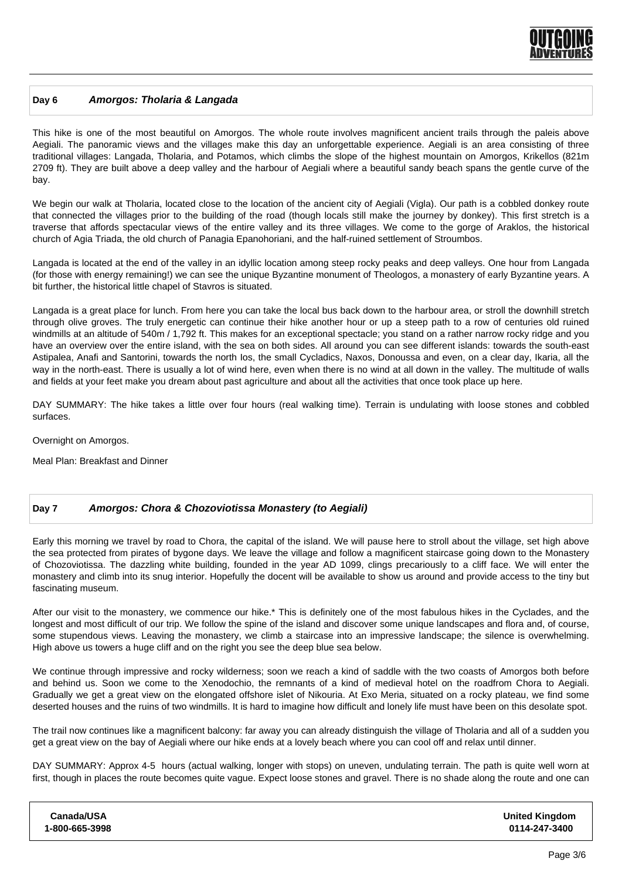## Day 6 *Amorgos: Tholaria & Langada*

This hike is one of the most beautiful on Amorgos. The whole route involves magnificent ancient trails through the paleis above Aegiali. The panoramic views and the villages make this day an unforgettable experience. Aegiali is an area consisting of three traditional villages: Langada, Tholaria, and Potamos, which climbs the slope of the highest mountain on Amorgos, Krikellos (821m 2709 ft). They are built above a deep valley and the harbour of Aegiali where a beautiful sandy beach spans the gentle curve of the bay.

We begin our walk at Tholaria, located close to the location of the ancient city of Aegiali (Vigla). Our path is a cobbled donkey route that connected the villages prior to the building of the road (though locals still make the journey by donkey). This first stretch is a traverse that affords spectacular views of the entire valley and its three villages. We come to the gorge of Araklos, the historical church of Agia Triada, the old church of Panagia Epanohoriani, and the half-ruined settlement of Stroumbos.

Langada is located at the end of the valley in an idyllic location among steep rocky peaks and deep valleys. One hour from Langada (for those with energy remaining!) we can see the unique Byzantine monument of Theologos, a monastery of early Byzantine years. A bit further, the historical little chapel of Stavros is situated.

Langada is a great place for lunch. From here you can take the local bus back down to the harbour area, or stroll the downhill stretch through olive groves. The truly energetic can continue their hike another hour or up a steep path to a row of centuries old ruined windmills at an altitude of 540m / 1,792 ft. This makes for an exceptional spectacle; you stand on a rather narrow rocky ridge and you have an overview over the entire island, with the sea on both sides. All around you can see different islands: towards the south-east Astipalea, Anafi and Santorini, towards the north Ios, the small Cycladics, Naxos, Donoussa and even, on a clear day, Ikaria, all the way in the north-east. There is usually a lot of wind here, even when there is no wind at all down in the valley. The multitude of walls and fields at your feet make you dream about past agriculture and about all the activities that once took place up here.

DAY SUMMARY: The hike takes a little over four hours (real walking time). Terrain is undulating with loose stones and cobbled surfaces.

Overnight on Amorgos.

Meal Plan: Breakfast and Dinner

## Day 7 *Amorgos: Chora & Chozoviotissa Monastery (to Aegiali)*

Early this morning we travel by road to Chora, the capital of the island. We will pause here to stroll about the village, set high above the sea protected from pirates of bygone days. We leave the village and follow a magnificent staircase going down to the Monastery of Chozoviotissa. The dazzling white building, founded in the year AD 1099, clings precariously to a cliff face. We will enter the monastery and climb into its snug interior. Hopefully the docent will be available to show us around and provide access to the tiny but fascinating museum.

After our visit to the monastery, we commence our hike.* This is definitely one of the most fabulous hikes in the Cyclades, and the longest and most difficult of our trip. We follow the spine of the island and discover some unique landscapes and flora and, of course, some stupendous views. Leaving the monastery, we climb a staircase into an impressive landscape; the silence is overwhelming. High above us towers a huge cliff and on the right you see the deep blue sea below.

We continue through impressive and rocky wilderness; soon we reach a kind of saddle with the two coasts of Amorgos both before and behind us. Soon we come to the Xenodochio, the remnants of a kind of medieval hotel on the roadfrom Chora to Aegiali. Gradually we get a great view on the elongated offshore islet of Nikouria. At Exo Meria, situated on a rocky plateau, we find some deserted houses and the ruins of two windmills. It is hard to imagine how difficult and lonely life must have been on this desolate spot.

The trail now continues like a magnificent balcony: far away you can already distinguish the village of Tholaria and all of a sudden you get a great view on the bay of Aegiali where our hike ends at a lovely beach where you can cool off and relax until dinner.

DAY SUMMARY: Approx 4-5 hours (actual walking, longer with stops) on uneven, undulating terrain. The path is quite well worn at first, though in places the route becomes quite vague. Expect loose stones and gravel. There is no shade along the route and one can

| Canada/USA | United Kingdom |
|---|---|
| 1-800-665-3998 | 0114-247-3400 |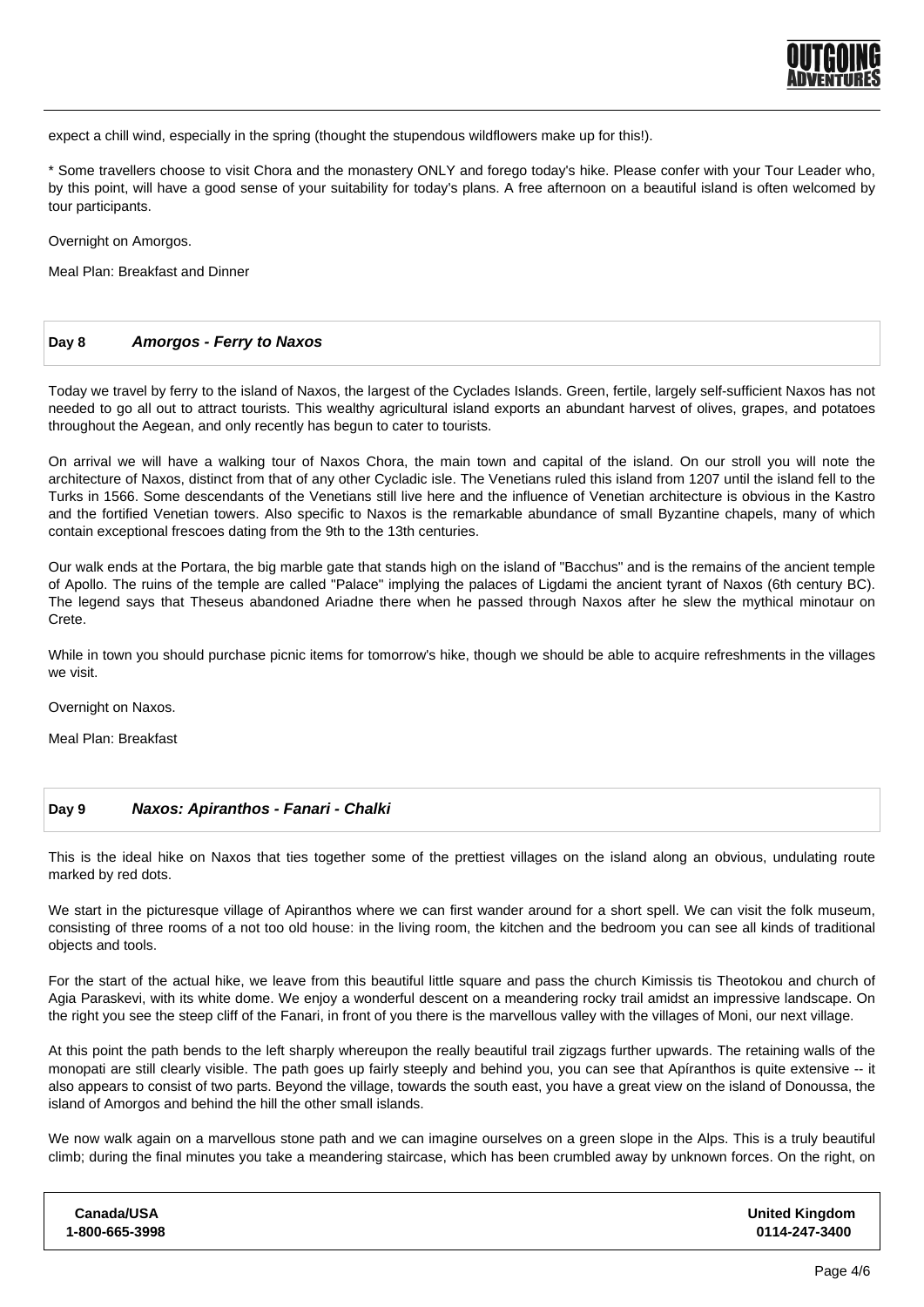expect a chill wind, especially in the spring (thought the stupendous wildflowers make up for this!).

* Some travellers choose to visit Chora and the monastery ONLY and forego today's hike. Please confer with your Tour Leader who, by this point, will have a good sense of your suitability for today's plans. A free afternoon on a beautiful island is often welcomed by tour participants.

Overnight on Amorgos.

Meal Plan: Breakfast and Dinner

## Day 8 — *Amorgos - Ferry to Naxos*

Today we travel by ferry to the island of Naxos, the largest of the Cyclades Islands. Green, fertile, largely self-sufficient Naxos has not needed to go all out to attract tourists. This wealthy agricultural island exports an abundant harvest of olives, grapes, and potatoes throughout the Aegean, and only recently has begun to cater to tourists.

On arrival we will have a walking tour of Naxos Chora, the main town and capital of the island. On our stroll you will note the architecture of Naxos, distinct from that of any other Cycladic isle. The Venetians ruled this island from 1207 until the island fell to the Turks in 1566. Some descendants of the Venetians still live here and the influence of Venetian architecture is obvious in the Kastro and the fortified Venetian towers. Also specific to Naxos is the remarkable abundance of small Byzantine chapels, many of which contain exceptional frescoes dating from the 9th to the 13th centuries.

Our walk ends at the Portara, the big marble gate that stands high on the island of "Bacchus" and is the remains of the ancient temple of Apollo. The ruins of the temple are called "Palace" implying the palaces of Ligdami the ancient tyrant of Naxos (6th century BC). The legend says that Theseus abandoned Ariadne there when he passed through Naxos after he slew the mythical minotaur on Crete.

While in town you should purchase picnic items for tomorrow's hike, though we should be able to acquire refreshments in the villages we visit.

Overnight on Naxos.

Meal Plan: Breakfast

## Day 9 — *Naxos: Apiranthos - Fanari - Chalki*

This is the ideal hike on Naxos that ties together some of the prettiest villages on the island along an obvious, undulating route marked by red dots.

We start in the picturesque village of Apiranthos where we can first wander around for a short spell. We can visit the folk museum, consisting of three rooms of a not too old house: in the living room, the kitchen and the bedroom you can see all kinds of traditional objects and tools.

For the start of the actual hike, we leave from this beautiful little square and pass the church Kimissis tis Theotokou and church of Agia Paraskevi, with its white dome. We enjoy a wonderful descent on a meandering rocky trail amidst an impressive landscape. On the right you see the steep cliff of the Fanari, in front of you there is the marvellous valley with the villages of Moni, our next village.

At this point the path bends to the left sharply whereupon the really beautiful trail zigzags further upwards. The retaining walls of the monopati are still clearly visible. The path goes up fairly steeply and behind you, you can see that Apíranthos is quite extensive -- it also appears to consist of two parts. Beyond the village, towards the south east, you have a great view on the island of Donoussa, the island of Amorgos and behind the hill the other small islands.

We now walk again on a marvellous stone path and we can imagine ourselves on a green slope in the Alps. This is a truly beautiful climb; during the final minutes you take a meandering staircase, which has been crumbled away by unknown forces. On the right, on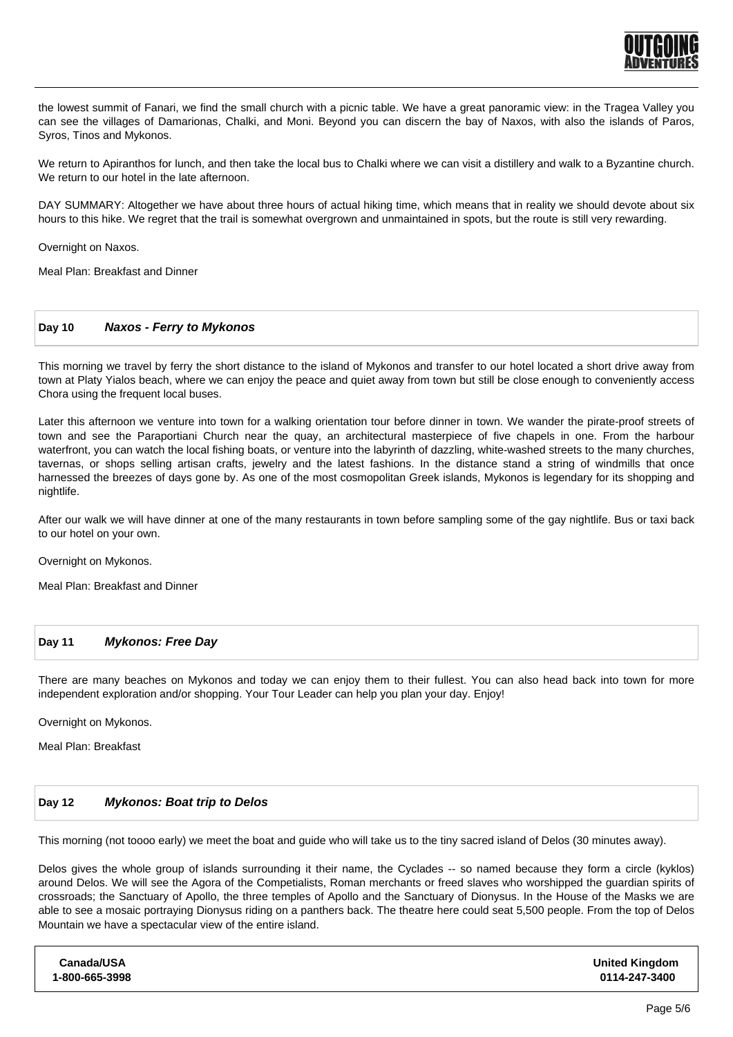the lowest summit of Fanari, we find the small church with a picnic table. We have a great panoramic view: in the Tragea Valley you can see the villages of Damarionas, Chalki, and Moni. Beyond you can discern the bay of Naxos, with also the islands of Paros, Syros, Tinos and Mykonos.

We return to Apiranthos for lunch, and then take the local bus to Chalki where we can visit a distillery and walk to a Byzantine church. We return to our hotel in the late afternoon.

DAY SUMMARY: Altogether we have about three hours of actual hiking time, which means that in reality we should devote about six hours to this hike. We regret that the trail is somewhat overgrown and unmaintained in spots, but the route is still very rewarding.

Overnight on Naxos.

Meal Plan: Breakfast and Dinner

## Day 10 *Naxos - Ferry to Mykonos*

This morning we travel by ferry the short distance to the island of Mykonos and transfer to our hotel located a short drive away from town at Platy Yialos beach, where we can enjoy the peace and quiet away from town but still be close enough to conveniently access Chora using the frequent local buses.

Later this afternoon we venture into town for a walking orientation tour before dinner in town. We wander the pirate-proof streets of town and see the Paraportiani Church near the quay, an architectural masterpiece of five chapels in one. From the harbour waterfront, you can watch the local fishing boats, or venture into the labyrinth of dazzling, white-washed streets to the many churches, tavernas, or shops selling artisan crafts, jewelry and the latest fashions. In the distance stand a string of windmills that once harnessed the breezes of days gone by. As one of the most cosmopolitan Greek islands, Mykonos is legendary for its shopping and nightlife.

After our walk we will have dinner at one of the many restaurants in town before sampling some of the gay nightlife. Bus or taxi back to our hotel on your own.

Overnight on Mykonos.

Meal Plan: Breakfast and Dinner

## Day 11 *Mykonos: Free Day*

There are many beaches on Mykonos and today we can enjoy them to their fullest. You can also head back into town for more independent exploration and/or shopping. Your Tour Leader can help you plan your day. Enjoy!

Overnight on Mykonos.

Meal Plan: Breakfast

## Day 12 *Mykonos: Boat trip to Delos*

This morning (not toooo early) we meet the boat and guide who will take us to the tiny sacred island of Delos (30 minutes away).

Delos gives the whole group of islands surrounding it their name, the Cyclades -- so named because they form a circle (kyklos) around Delos. We will see the Agora of the Competialists, Roman merchants or freed slaves who worshipped the guardian spirits of crossroads; the Sanctuary of Apollo, the three temples of Apollo and the Sanctuary of Dionysus. In the House of the Masks we are able to see a mosaic portraying Dionysus riding on a panthers back. The theatre here could seat 5,500 people. From the top of Delos Mountain we have a spectacular view of the entire island.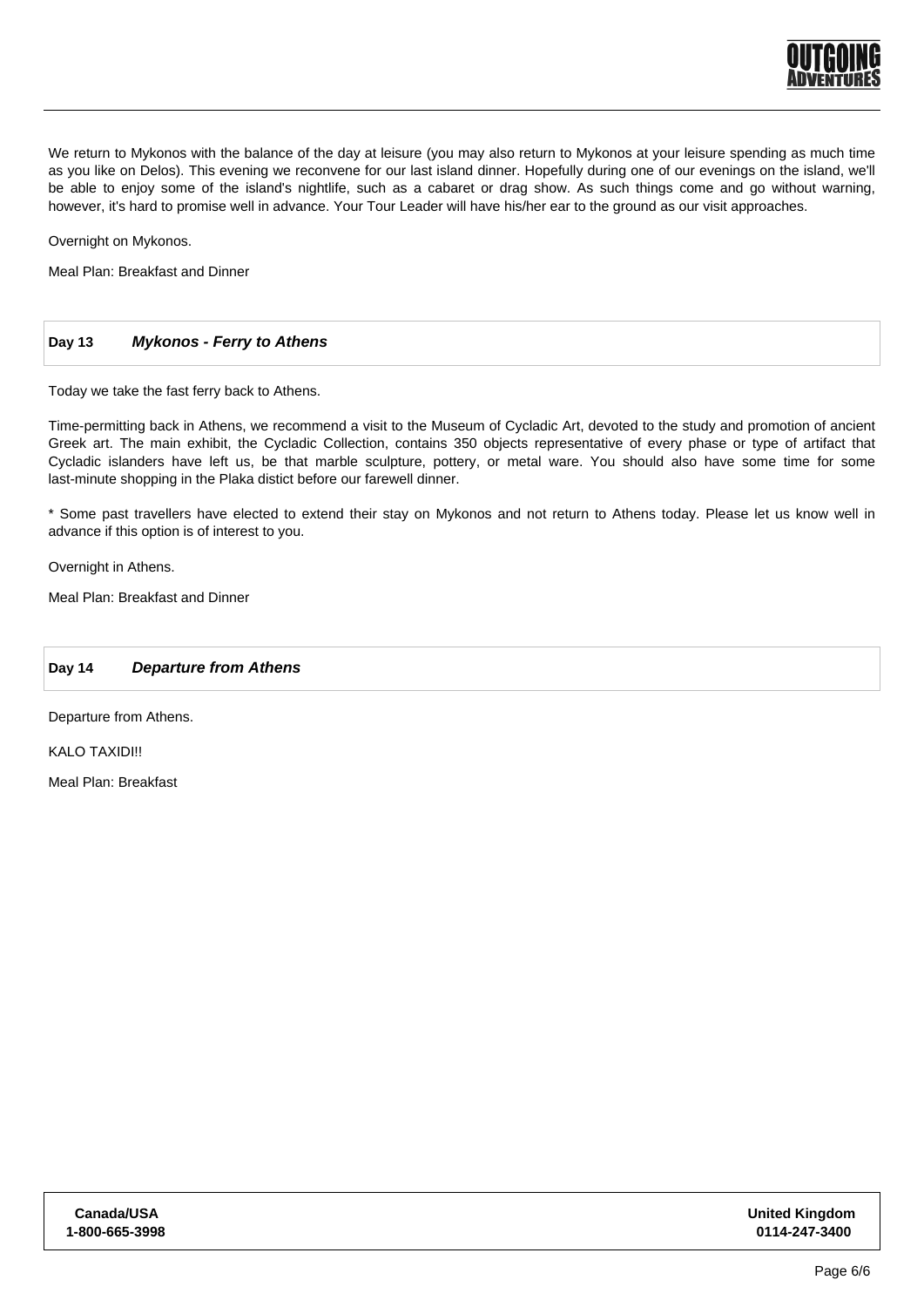We return to Mykonos with the balance of the day at leisure (you may also return to Mykonos at your leisure spending as much time as you like on Delos). This evening we reconvene for our last island dinner. Hopefully during one of our evenings on the island, we'll be able to enjoy some of the island's nightlife, such as a cabaret or drag show. As such things come and go without warning, however, it's hard to promise well in advance. Your Tour Leader will have his/her ear to the ground as our visit approaches.

Overnight on Mykonos.

Meal Plan: Breakfast and Dinner

### Day 13 *Mykonos - Ferry to Athens*

Today we take the fast ferry back to Athens.

Time-permitting back in Athens, we recommend a visit to the Museum of Cycladic Art, devoted to the study and promotion of ancient Greek art. The main exhibit, the Cycladic Collection, contains 350 objects representative of every phase or type of artifact that Cycladic islanders have left us, be that marble sculpture, pottery, or metal ware. You should also have some time for some last-minute shopping in the Plaka distict before our farewell dinner.

* Some past travellers have elected to extend their stay on Mykonos and not return to Athens today. Please let us know well in advance if this option is of interest to you.

Overnight in Athens.

Meal Plan: Breakfast and Dinner

### Day 14 *Departure from Athens*

Departure from Athens.

KALO TAXIDI!!

Meal Plan: Breakfast

**Canada/USA**
**1-800-665-3998**

**United Kingdom**
**0114-247-3400**